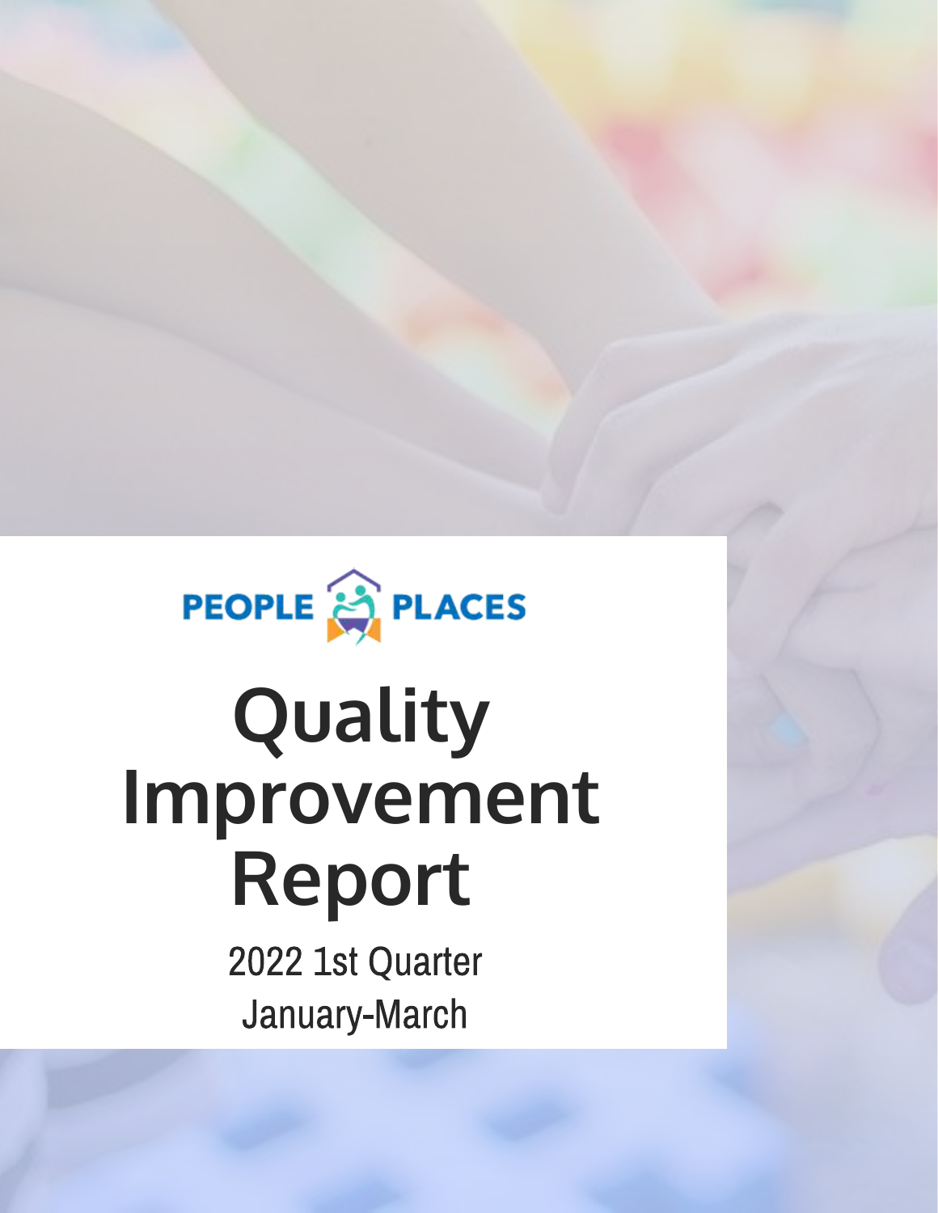PEOPLE PLACES

# Quality Improvement Report

2022 1st Quarter

January-March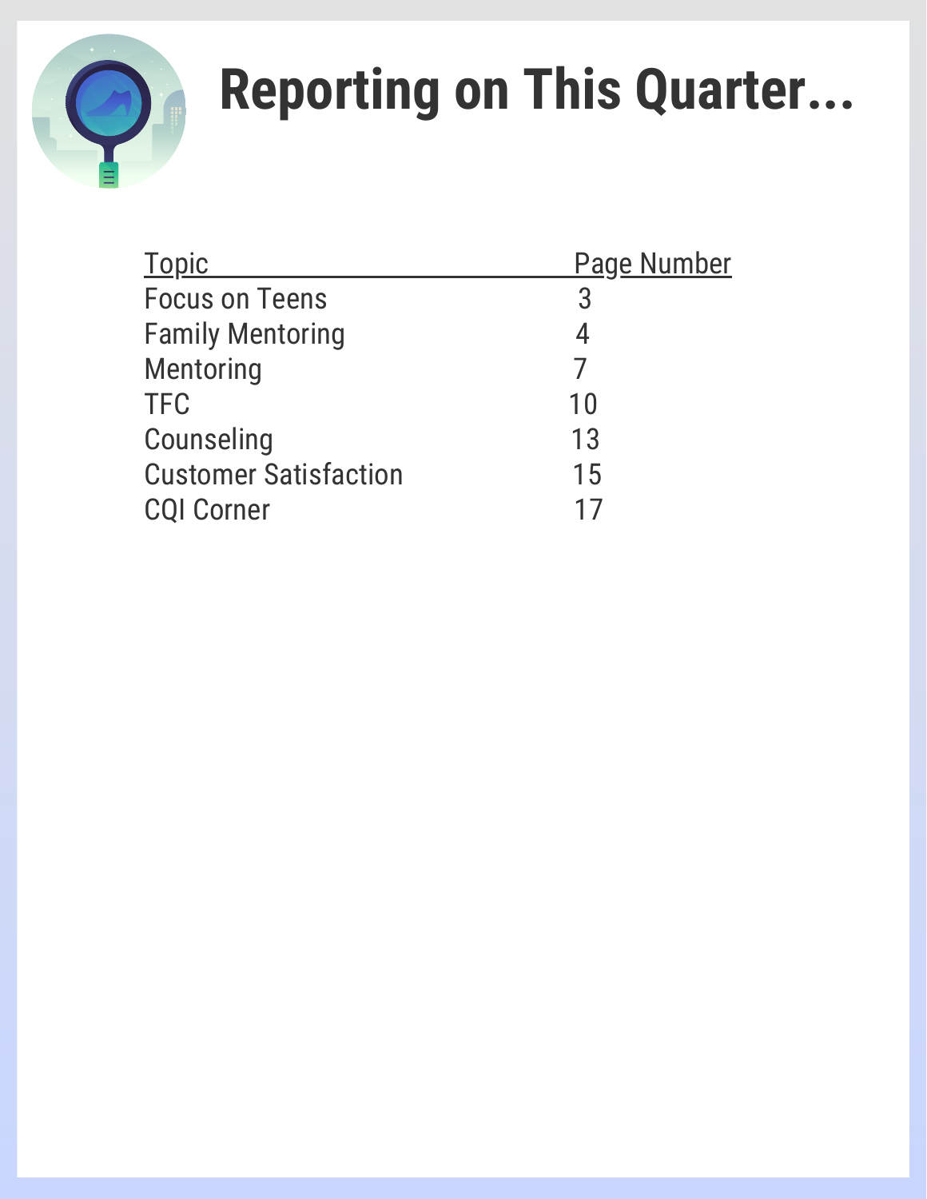# Reporting on This Quarter...

| Topic | Page Number |
| --- | --- |
| Focus on Teens | 3 |
| Family Mentoring | 4 |
| Mentoring | 7 |
| TFC | 10 |
| Counseling | 13 |
| Customer Satisfaction | 15 |
| CQI Corner | 17 |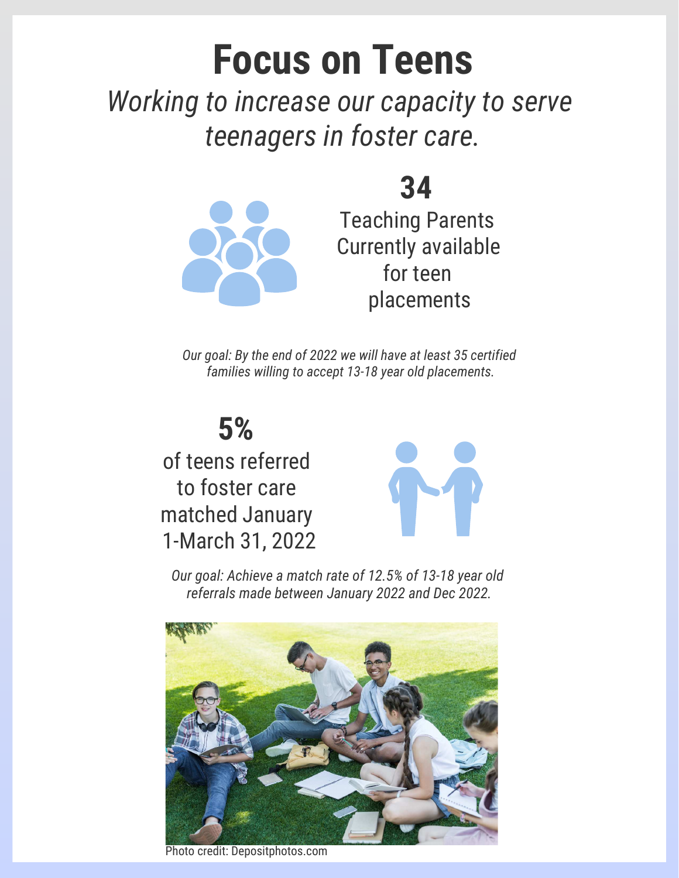# Focus on Teens

*Working to increase our capacity to serve teenagers in foster care.*

**34**

Teaching Parents Currently available for teen placements

*Our goal: By the end of 2022 we will have at least 35 certified families willing to accept 13-18 year old placements.*

**5%**

of teens referred to foster care matched January 1-March 31, 2022

*Our goal: Achieve a match rate of 12.5% of 13-18 year old referrals made between January 2022 and Dec 2022.*

Photo credit: Depositphotos.com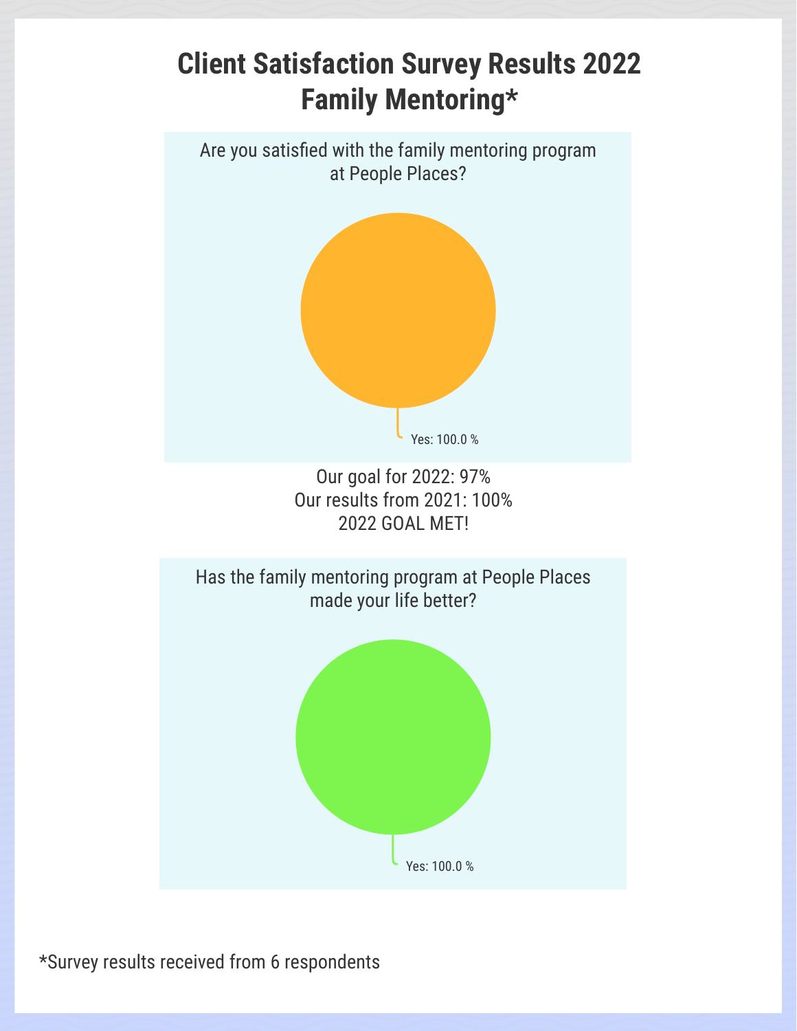# Client Satisfaction Survey Results 2022
# Family Mentoring*

Are you satisfied with the family mentoring program at People Places?

Yes: 100.0 %

Our goal for 2022: 97%
Our results from 2021: 100%
2022 GOAL MET!

Has the family mentoring program at People Places made your life better?

Yes: 100.0 %

*Survey results received from 6 respondents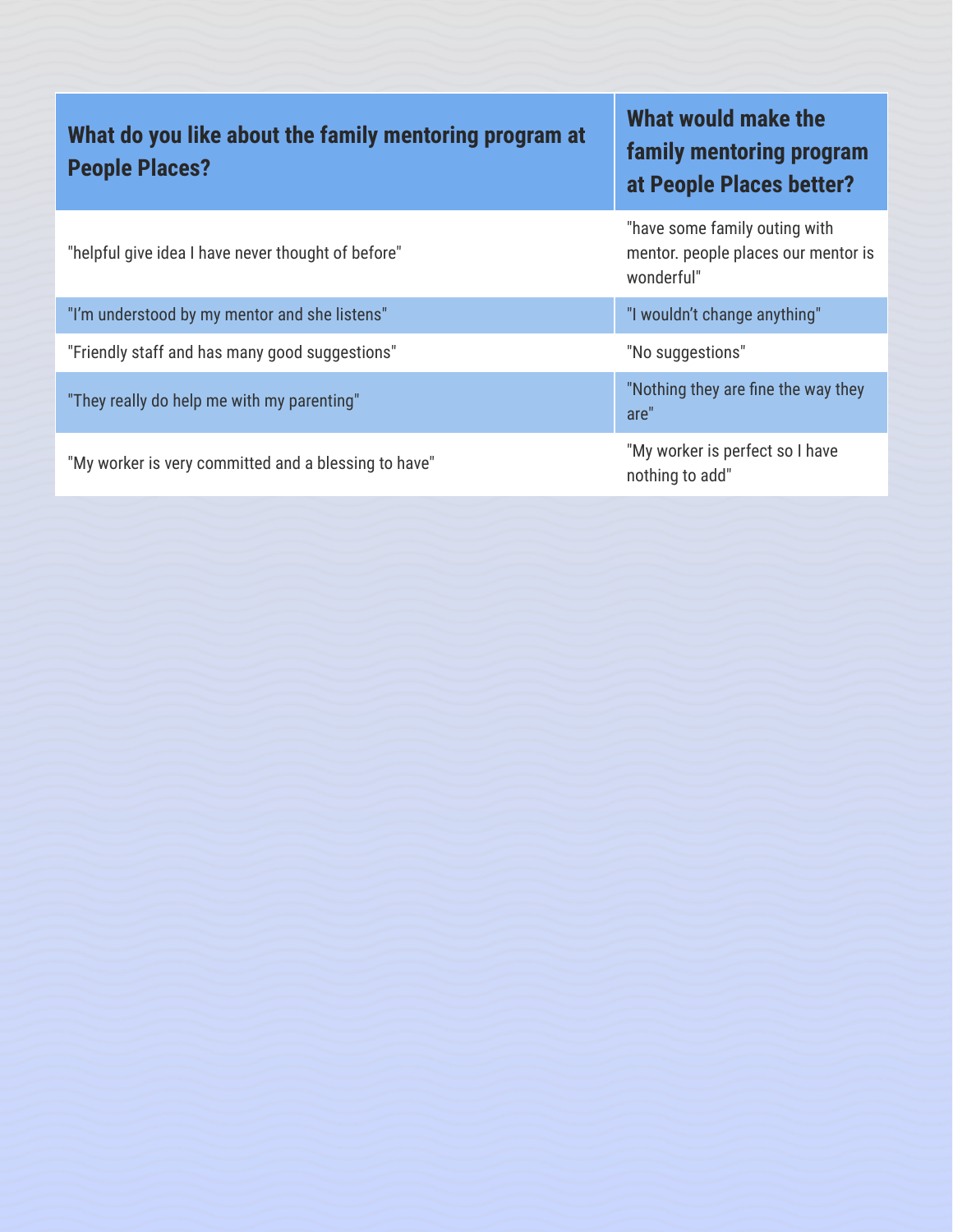| What do you like about the family mentoring program at People Places? | What would make the family mentoring program at People Places better? |
|---|---|
| "helpful give idea I have never thought of before" | "have some family outing with mentor. people places our mentor is wonderful" |
| "I'm understood by my mentor and she listens" | "I wouldn't change anything" |
| "Friendly staff and has many good suggestions" | "No suggestions" |
| "They really do help me with my parenting" | "Nothing they are fine the way they are" |
| "My worker is very committed and a blessing to have" | "My worker is perfect so I have nothing to add" |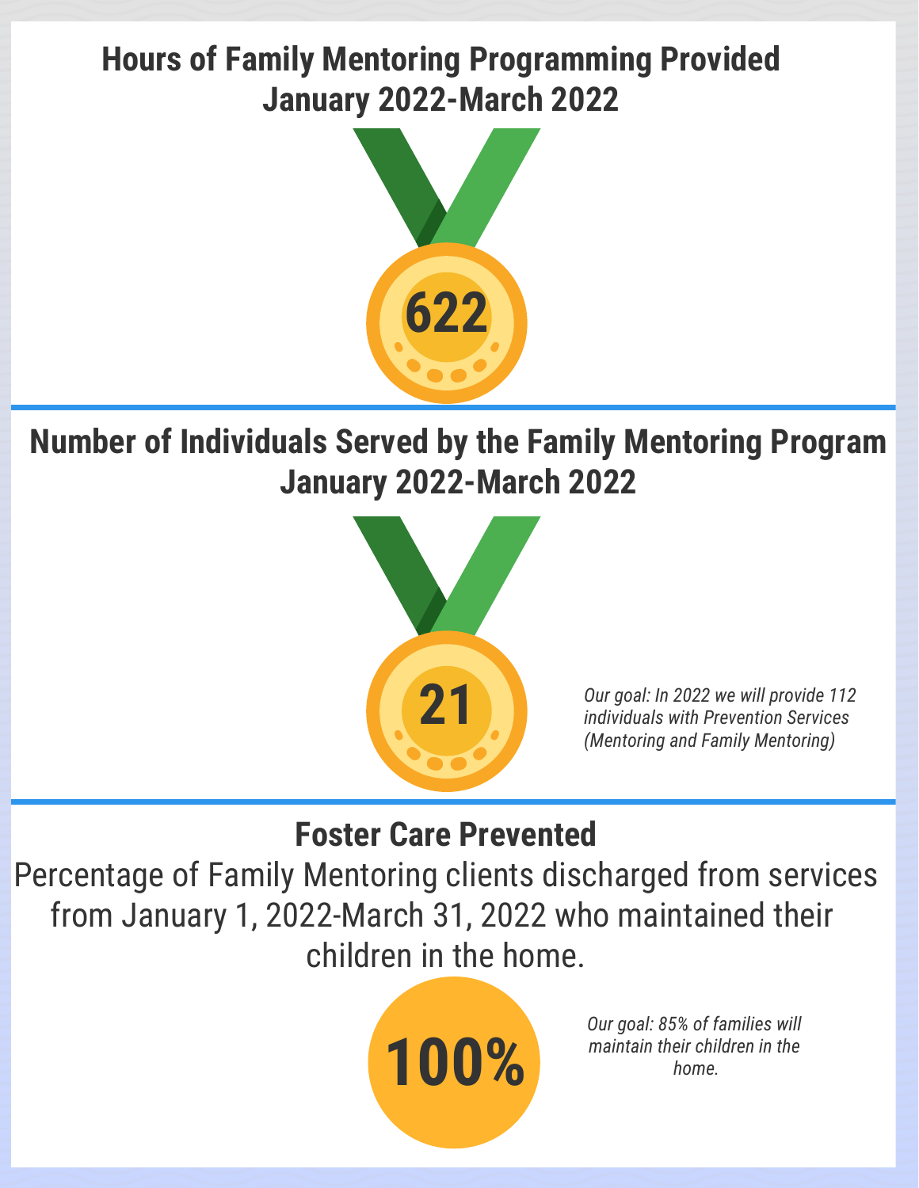## Hours of Family Mentoring Programming Provided January 2022-March 2022

**622**

## Number of Individuals Served by the Family Mentoring Program January 2022-March 2022

**21**

*Our goal: In 2022 we will provide 112 individuals with Prevention Services (Mentoring and Family Mentoring)*

## Foster Care Prevented

Percentage of Family Mentoring clients discharged from services from January 1, 2022-March 31, 2022 who maintained their children in the home.

**100%**

*Our goal: 85% of families will maintain their children in the home.*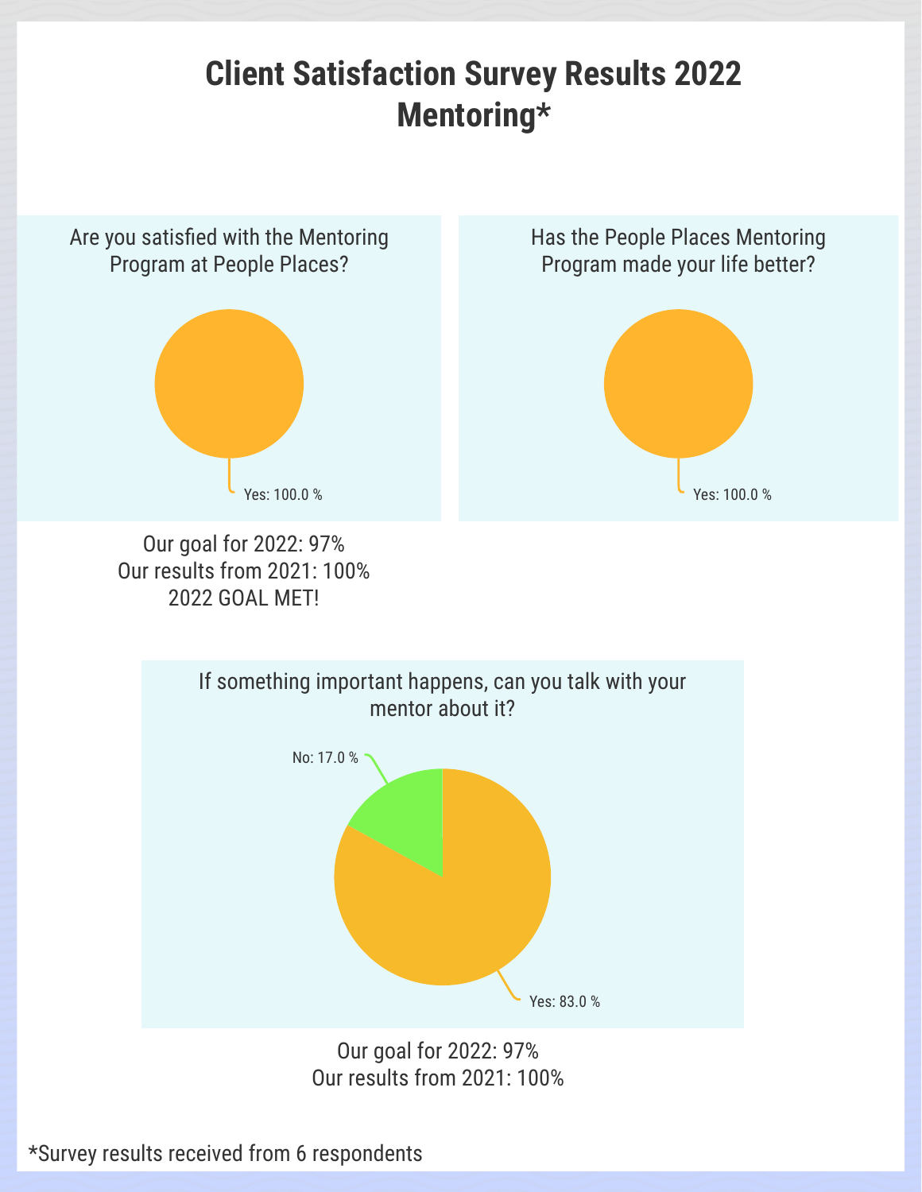# Client Satisfaction Survey Results 2022 Mentoring*

## Are you satisfied with the Mentoring Program at People Places?

Yes: 100.0 %

Our goal for 2022: 97%
Our results from 2021: 100%
2022 GOAL MET!

## Has the People Places Mentoring Program made your life better?

Yes: 100.0 %

## If something important happens, can you talk with your mentor about it?

No: 17.0 %

Yes: 83.0 %

Our goal for 2022: 97%
Our results from 2021: 100%

*Survey results received from 6 respondents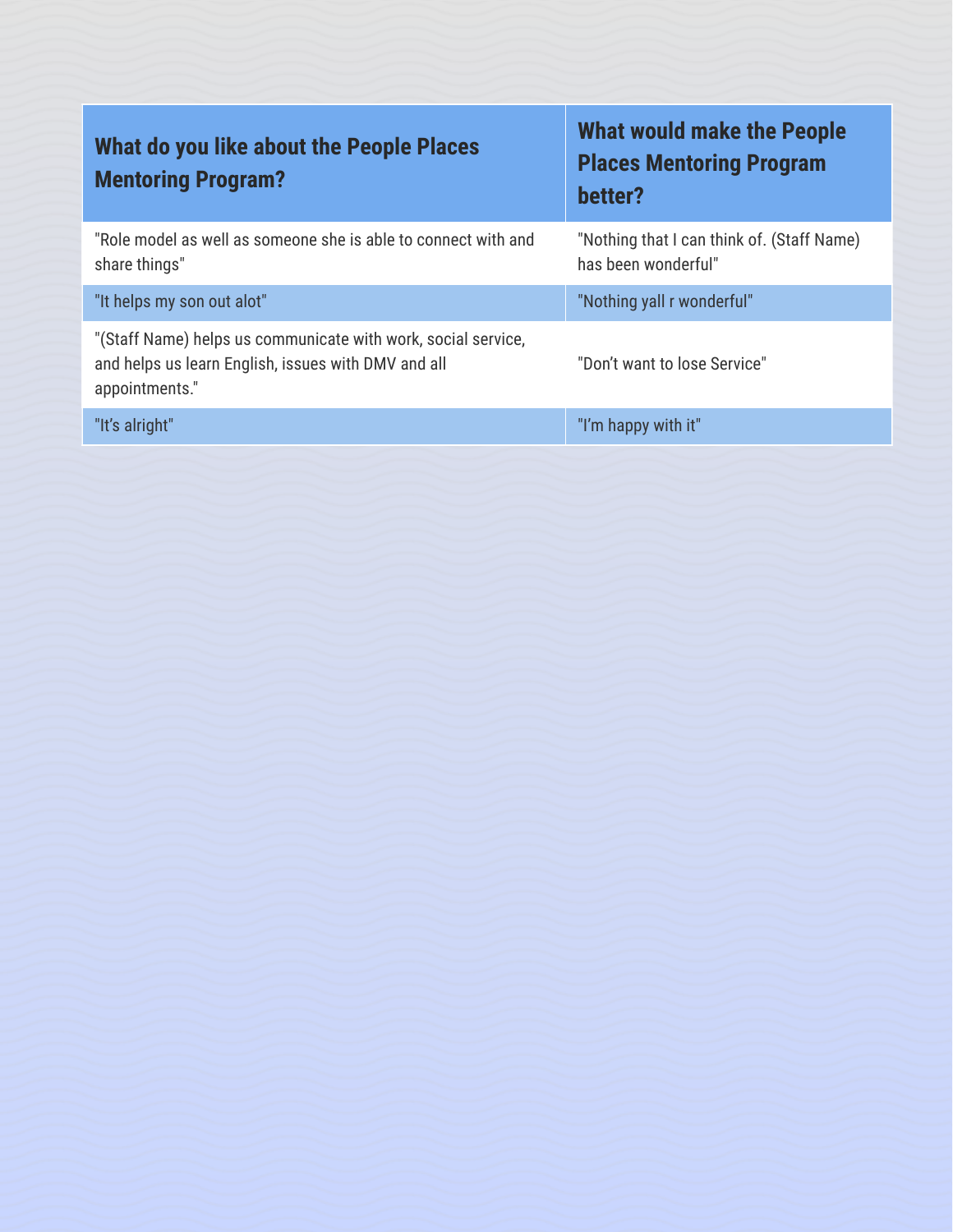| What do you like about the People Places Mentoring Program? | What would make the People Places Mentoring Program better? |
| --- | --- |
| "Role model as well as someone she is able to connect with and share things" | "Nothing that I can think of. (Staff Name) has been wonderful" |
| "It helps my son out alot" | "Nothing yall r wonderful" |
| "(Staff Name) helps us communicate with work, social service, and helps us learn English, issues with DMV and all appointments." | "Don’t want to lose Service" |
| "It’s alright" | "I’m happy with it" |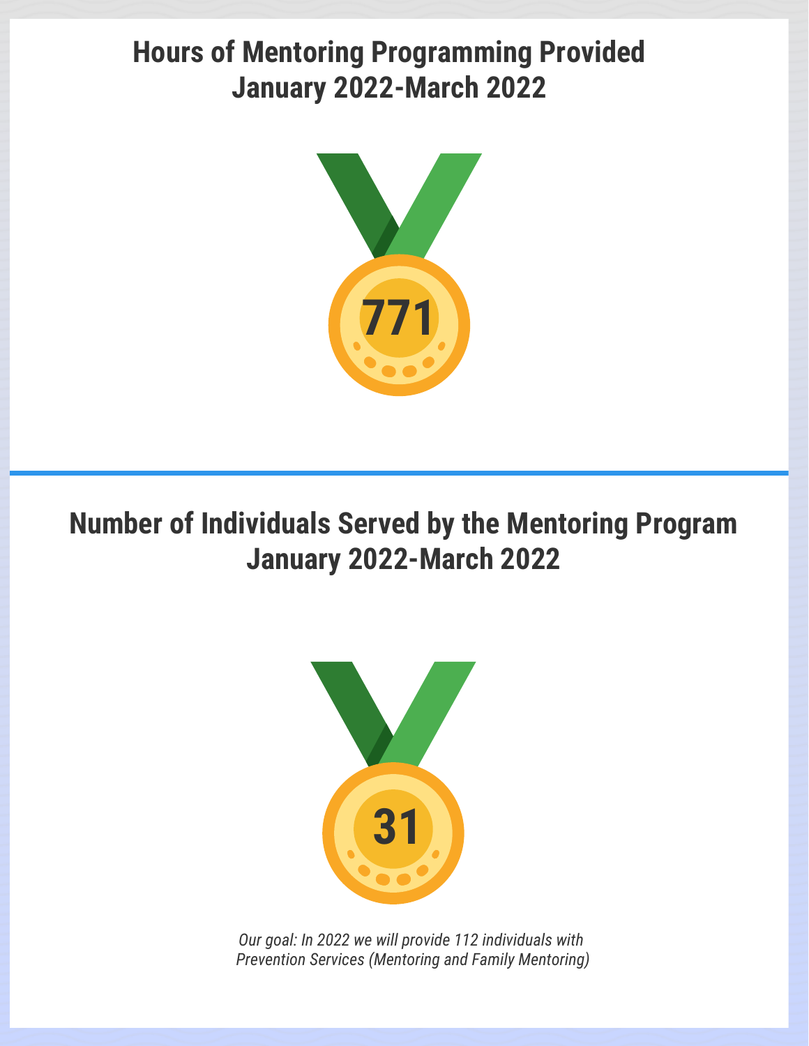## Hours of Mentoring Programming Provided January 2022-March 2022

**771**

---

## Number of Individuals Served by the Mentoring Program January 2022-March 2022

**31**

*Our goal: In 2022 we will provide 112 individuals with Prevention Services (Mentoring and Family Mentoring)*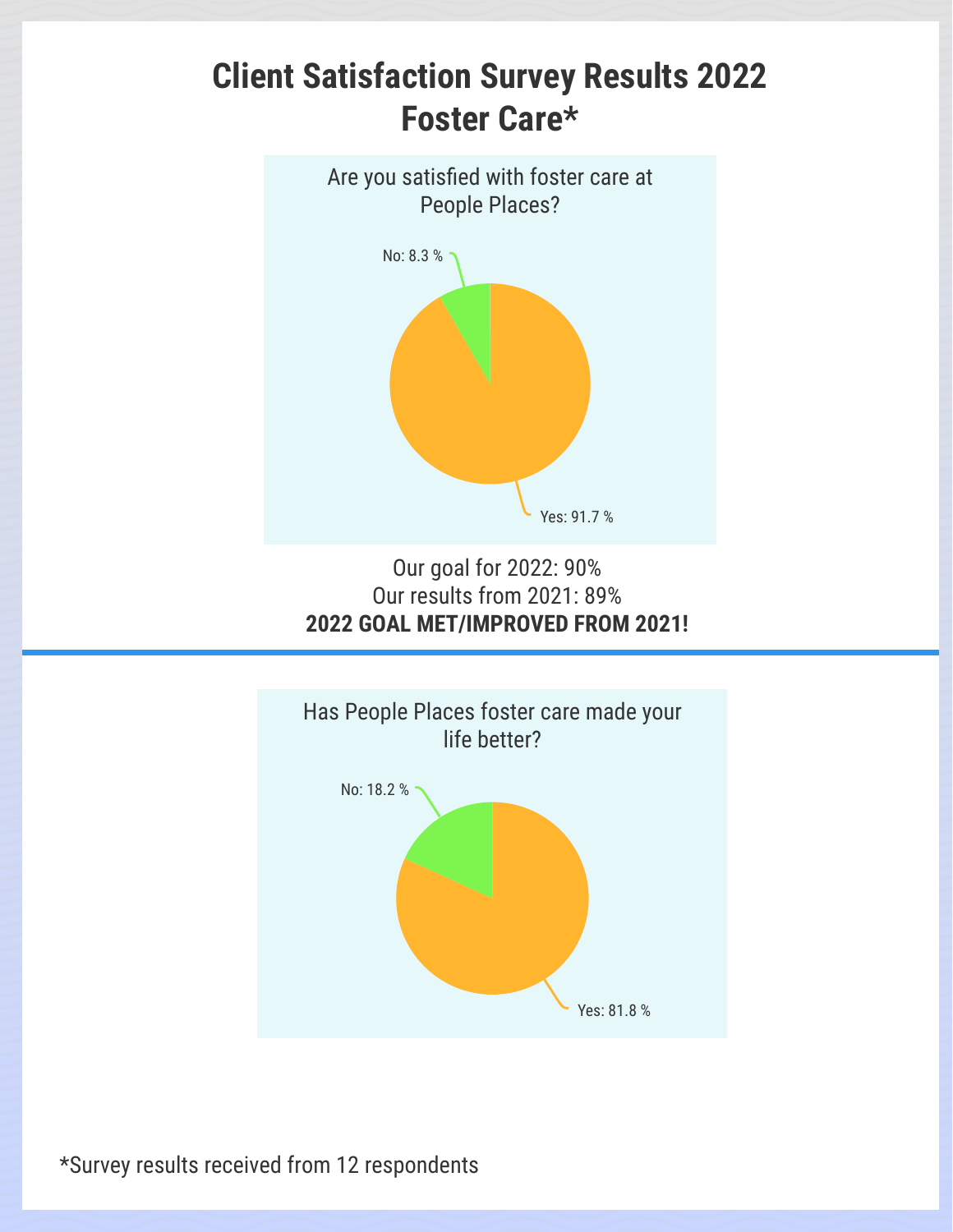# Client Satisfaction Survey Results 2022
# Foster Care*

Are you satisfied with foster care at People Places?

No: 8.3 %

Yes: 91.7 %

Our goal for 2022: 90%
Our results from 2021: 89%
**2022 GOAL MET/IMPROVED FROM 2021!**

---

Has People Places foster care made your life better?

No: 18.2 %

Yes: 81.8 %

*Survey results received from 12 respondents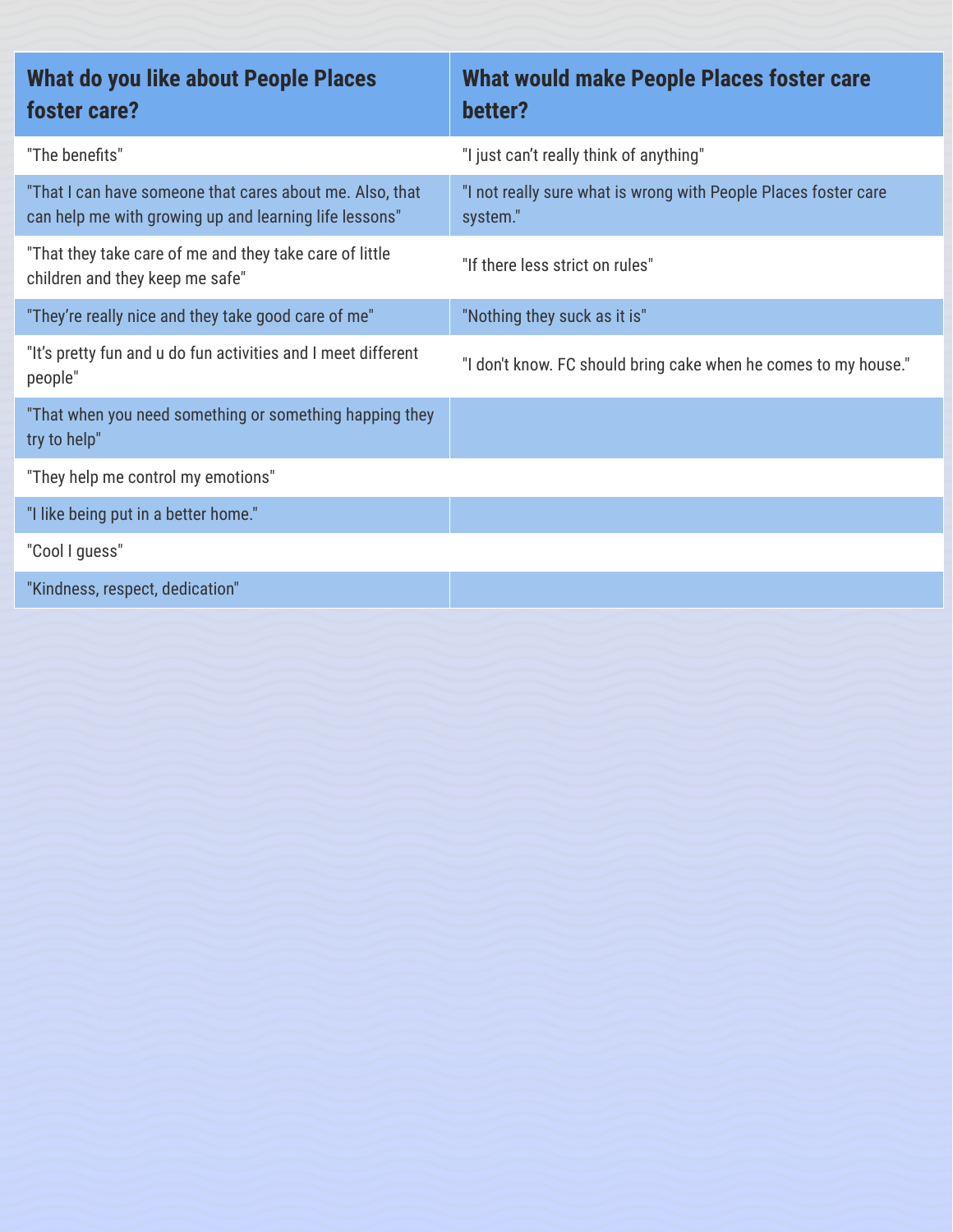| What do you like about People Places foster care? | What would make People Places foster care better? |
| --- | --- |
| "The benefits" | "I just can't really think of anything" |
| "That I can have someone that cares about me. Also, that can help me with growing up and learning life lessons" | "I not really sure what is wrong with People Places foster care system." |
| "That they take care of me and they take care of little children and they keep me safe" | "If there less strict on rules" |
| "They're really nice and they take good care of me" | "Nothing they suck as it is" |
| "It's pretty fun and u do fun activities and I meet different people" | "I don't know. FC should bring cake when he comes to my house." |
| "That when you need something or something happing they try to help" | |
| "They help me control my emotions" | |
| "I like being put in a better home." | |
| "Cool I guess" | |
| "Kindness, respect, dedication" | |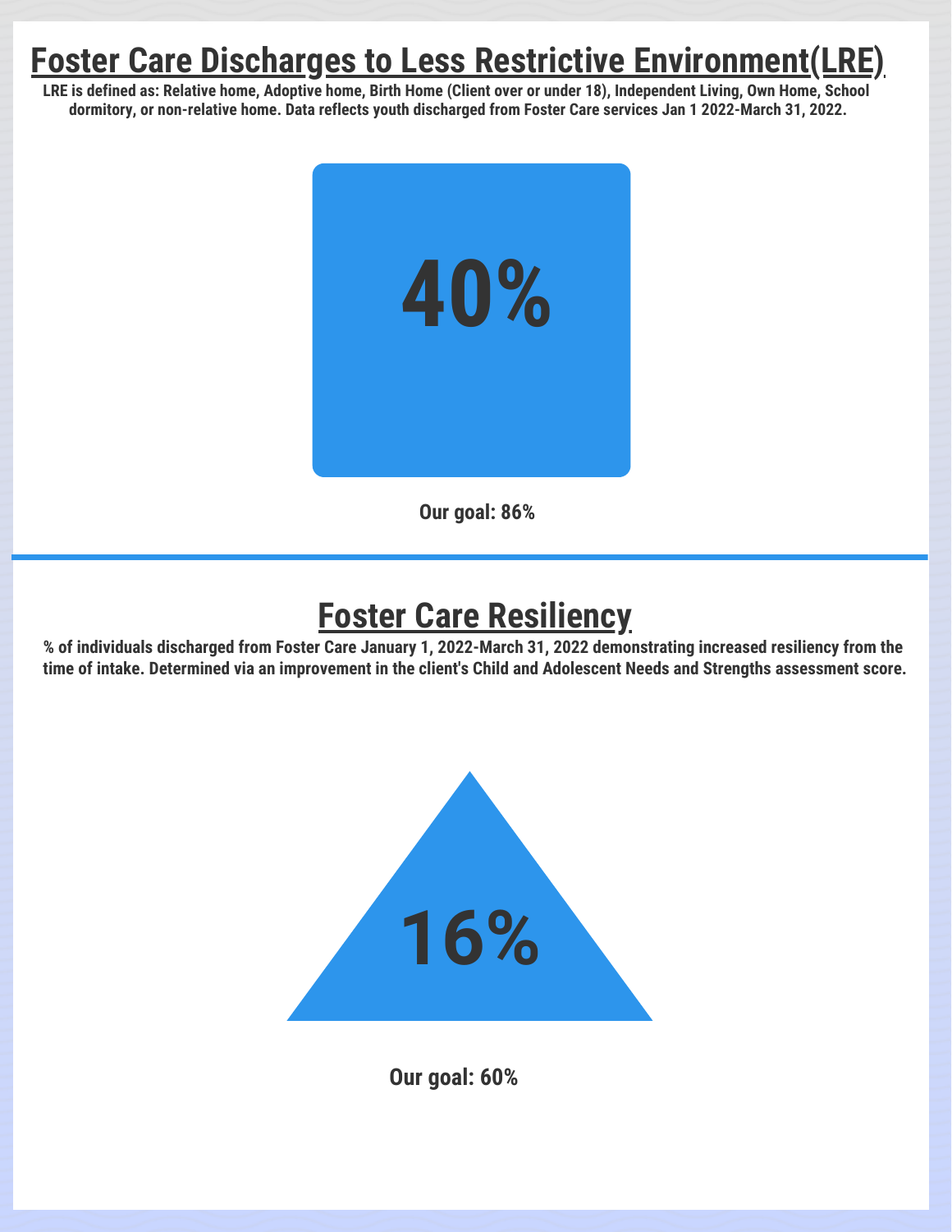# Foster Care Discharges to Less Restrictive Environment(LRE)

**LRE is defined as: Relative home, Adoptive home, Birth Home (Client over or under 18), Independent Living, Own Home, School dormitory, or non-relative home. Data reflects youth discharged from Foster Care services Jan 1 2022-March 31, 2022.**

**40%**

**Our goal: 86%**

---

# Foster Care Resiliency

**% of individuals discharged from Foster Care January 1, 2022-March 31, 2022 demonstrating increased resiliency from the time of intake. Determined via an improvement in the client's Child and Adolescent Needs and Strengths assessment score.**

**16%**

**Our goal: 60%**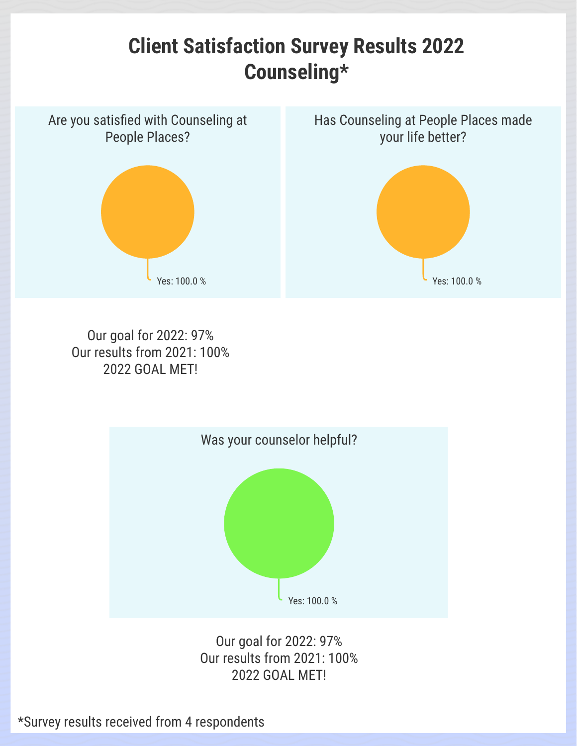# Client Satisfaction Survey Results 2022 Counseling*

Are you satisfied with Counseling at People Places?

Yes: 100.0 %

Has Counseling at People Places made your life better?

Yes: 100.0 %

Our goal for 2022: 97%
Our results from 2021: 100%
2022 GOAL MET!

Was your counselor helpful?

Yes: 100.0 %

Our goal for 2022: 97%
Our results from 2021: 100%
2022 GOAL MET!

*Survey results received from 4 respondents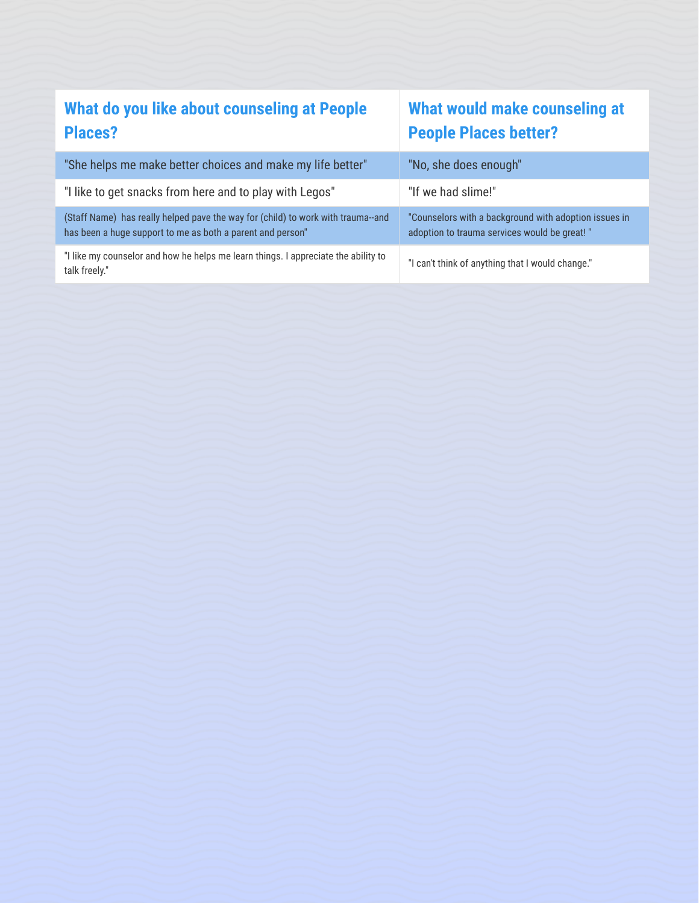| What do you like about counseling at People Places? | What would make counseling at People Places better? |
| --- | --- |
| "She helps me make better choices and make my life better" | "No, she does enough" |
| "I like to get snacks from here and to play with Legos" | "If we had slime!" |
| (Staff Name) has really helped pave the way for (child) to work with trauma--and has been a huge support to me as both a parent and person" | "Counselors with a background with adoption issues in adoption to trauma services would be great! " |
| "I like my counselor and how he helps me learn things. I appreciate the ability to talk freely." | "I can't think of anything that I would change." |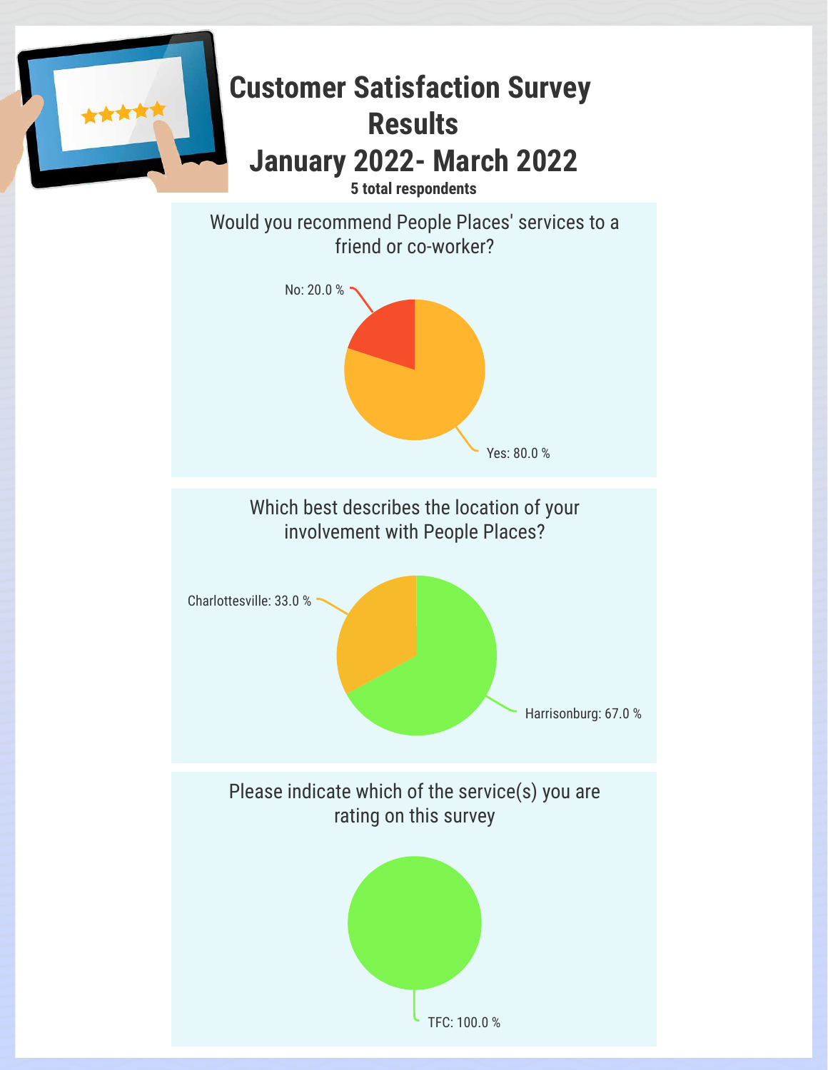# Customer Satisfaction Survey Results
# January 2022- March 2022

**5 total respondents**

## Would you recommend People Places' services to a friend or co-worker?

No: 20.0 %

Yes: 80.0 %

## Which best describes the location of your involvement with People Places?

Charlottesville: 33.0 %

Harrisonburg: 67.0 %

## Please indicate which of the service(s) you are rating on this survey

TFC: 100.0 %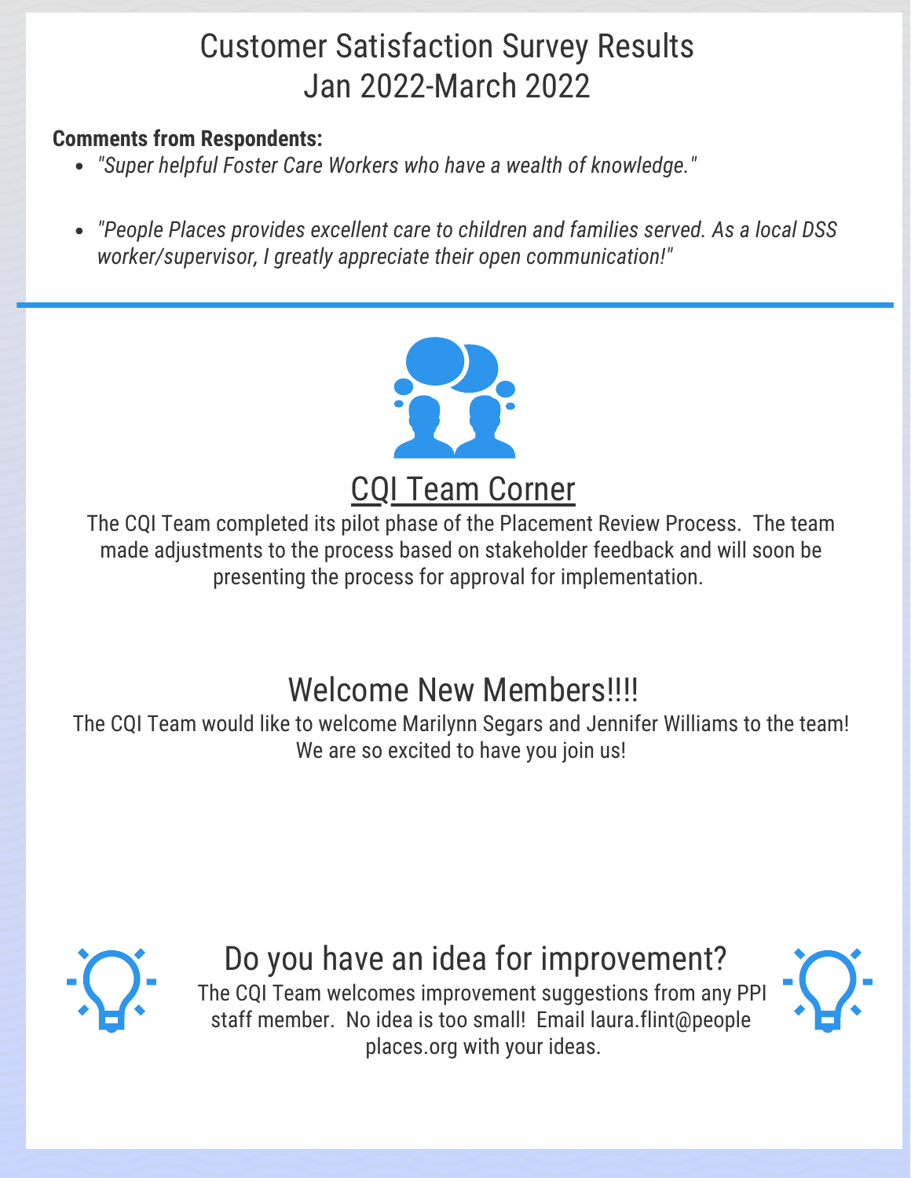# Customer Satisfaction Survey Results
# Jan 2022-March 2022

**Comments from Respondents:**

- *"Super helpful Foster Care Workers who have a wealth of knowledge."*
- *"People Places provides excellent care to children and families served. As a local DSS worker/supervisor, I greatly appreciate their open communication!"*

---

## CQI Team Corner

The CQI Team completed its pilot phase of the Placement Review Process. The team made adjustments to the process based on stakeholder feedback and will soon be presenting the process for approval for implementation.

## Welcome New Members!!!!

The CQI Team would like to welcome Marilynn Segars and Jennifer Williams to the team! We are so excited to have you join us!

## Do you have an idea for improvement?

The CQI Team welcomes improvement suggestions from any PPI staff member. No idea is too small! Email laura.flint@peopleplaces.org with your ideas.